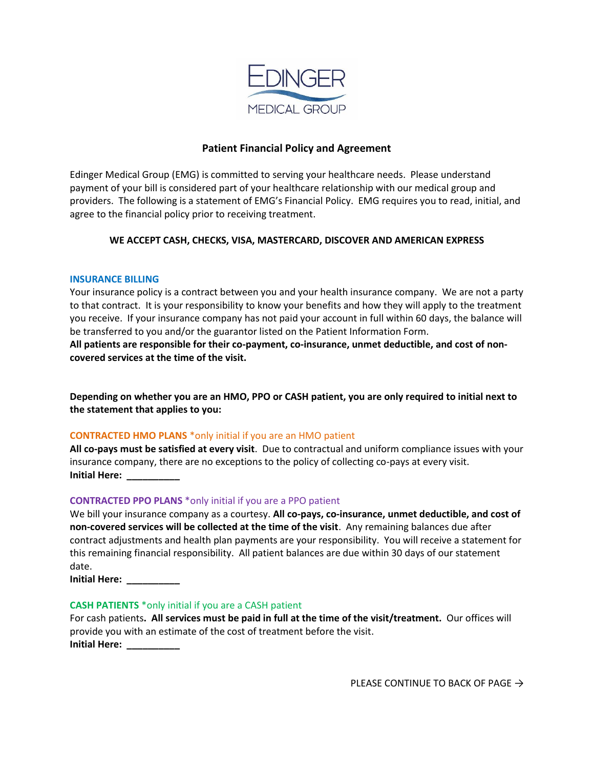EDINGER
MEDICAL GROUP

# Patient Financial Policy and Agreement

Edinger Medical Group (EMG) is committed to serving your healthcare needs. Please understand payment of your bill is considered part of your healthcare relationship with our medical group and providers. The following is a statement of EMG's Financial Policy. EMG requires you to read, initial, and agree to the financial policy prior to receiving treatment.

**WE ACCEPT CASH, CHECKS, VISA, MASTERCARD, DISCOVER AND AMERICAN EXPRESS**

## INSURANCE BILLING

Your insurance policy is a contract between you and your health insurance company. We are not a party to that contract. It is your responsibility to know your benefits and how they will apply to the treatment you receive. If your insurance company has not paid your account in full within 60 days, the balance will be transferred to you and/or the guarantor listed on the Patient Information Form.

**All patients are responsible for their co-payment, co-insurance, unmet deductible, and cost of non-covered services at the time of the visit.**

**Depending on whether you are an HMO, PPO or CASH patient, you are only required to initial next to the statement that applies to you:**

## CONTRACTED HMO PLANS *only initial if you are an HMO patient

**All co-pays must be satisfied at every visit**. Due to contractual and uniform compliance issues with your insurance company, there are no exceptions to the policy of collecting co-pays at every visit.

**Initial Here: __________**

## CONTRACTED PPO PLANS *only initial if you are a PPO patient

We bill your insurance company as a courtesy. **All co-pays, co-insurance, unmet deductible, and cost of non-covered services will be collected at the time of the visit**. Any remaining balances due after contract adjustments and health plan payments are your responsibility. You will receive a statement for this remaining financial responsibility. All patient balances are due within 30 days of our statement date.

**Initial Here: __________**

## CASH PATIENTS *only initial if you are a CASH patient

For cash patients**. All services must be paid in full at the time of the visit/treatment.** Our offices will provide you with an estimate of the cost of treatment before the visit.

**Initial Here: __________**

PLEASE CONTINUE TO BACK OF PAGE →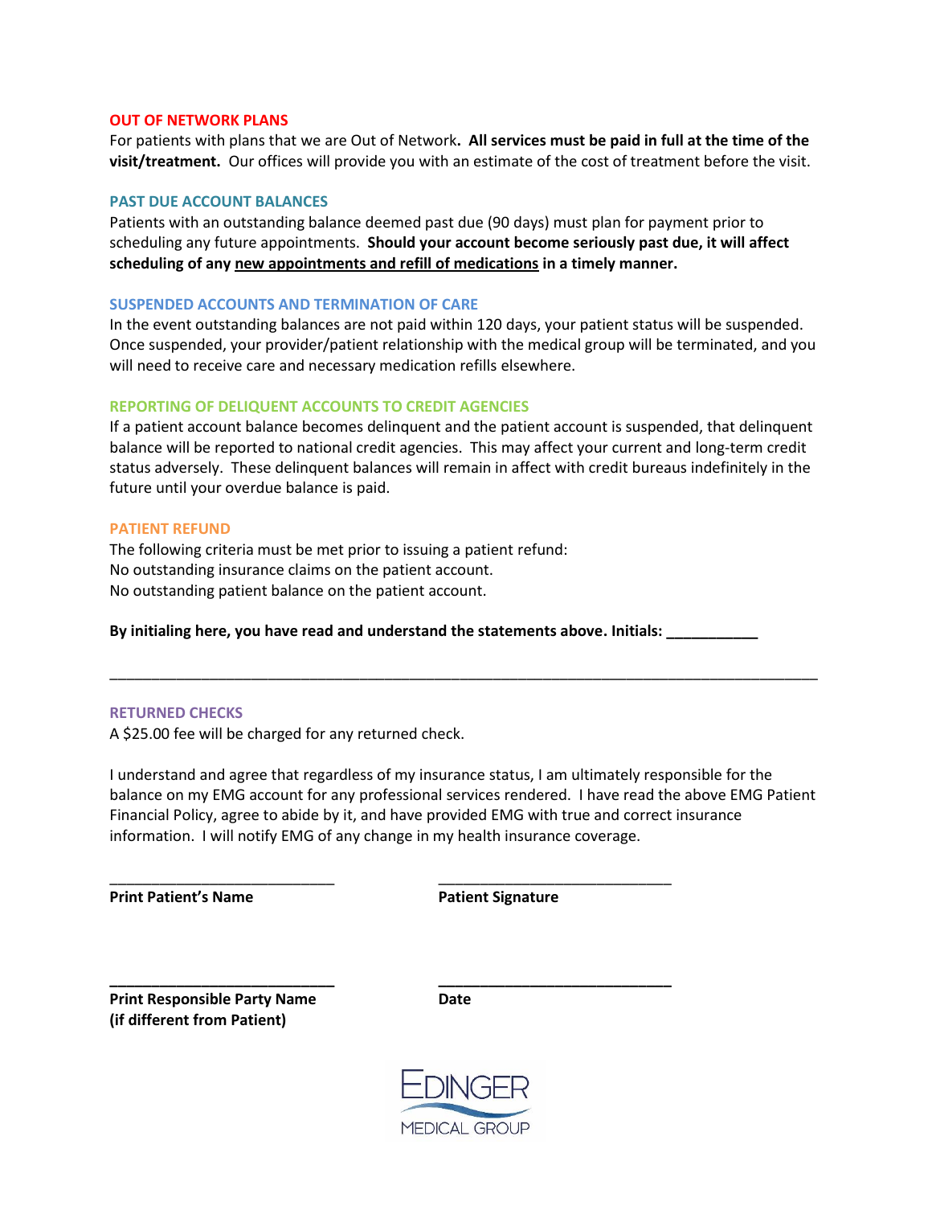## OUT OF NETWORK PLANS

For patients with plans that we are Out of Network**. All services must be paid in full at the time of the visit/treatment.** Our offices will provide you with an estimate of the cost of treatment before the visit.

## PAST DUE ACCOUNT BALANCES

Patients with an outstanding balance deemed past due (90 days) must plan for payment prior to scheduling any future appointments. **Should your account become seriously past due, it will affect scheduling of any <u>new appointments and refill of medications</u> in a timely manner.**

## SUSPENDED ACCOUNTS AND TERMINATION OF CARE

In the event outstanding balances are not paid within 120 days, your patient status will be suspended. Once suspended, your provider/patient relationship with the medical group will be terminated, and you will need to receive care and necessary medication refills elsewhere.

## REPORTING OF DELIQUENT ACCOUNTS TO CREDIT AGENCIES

If a patient account balance becomes delinquent and the patient account is suspended, that delinquent balance will be reported to national credit agencies. This may affect your current and long-term credit status adversely. These delinquent balances will remain in affect with credit bureaus indefinitely in the future until your overdue balance is paid.

## PATIENT REFUND

The following criteria must be met prior to issuing a patient refund:
No outstanding insurance claims on the patient account.
No outstanding patient balance on the patient account.

**By initialing here, you have read and understand the statements above. Initials: ___________**

---

## RETURNED CHECKS

A $25.00 fee will be charged for any returned check.

I understand and agree that regardless of my insurance status, I am ultimately responsible for the balance on my EMG account for any professional services rendered. I have read the above EMG Patient Financial Policy, agree to abide by it, and have provided EMG with true and correct insurance information. I will notify EMG of any change in my health insurance coverage.

___________________________ ___________________________
**Print Patient's Name** **Patient Signature**

___________________________ ___________________________
**Print Responsible Party Name (if different from Patient)** **Date**

EDINGER MEDICAL GROUP